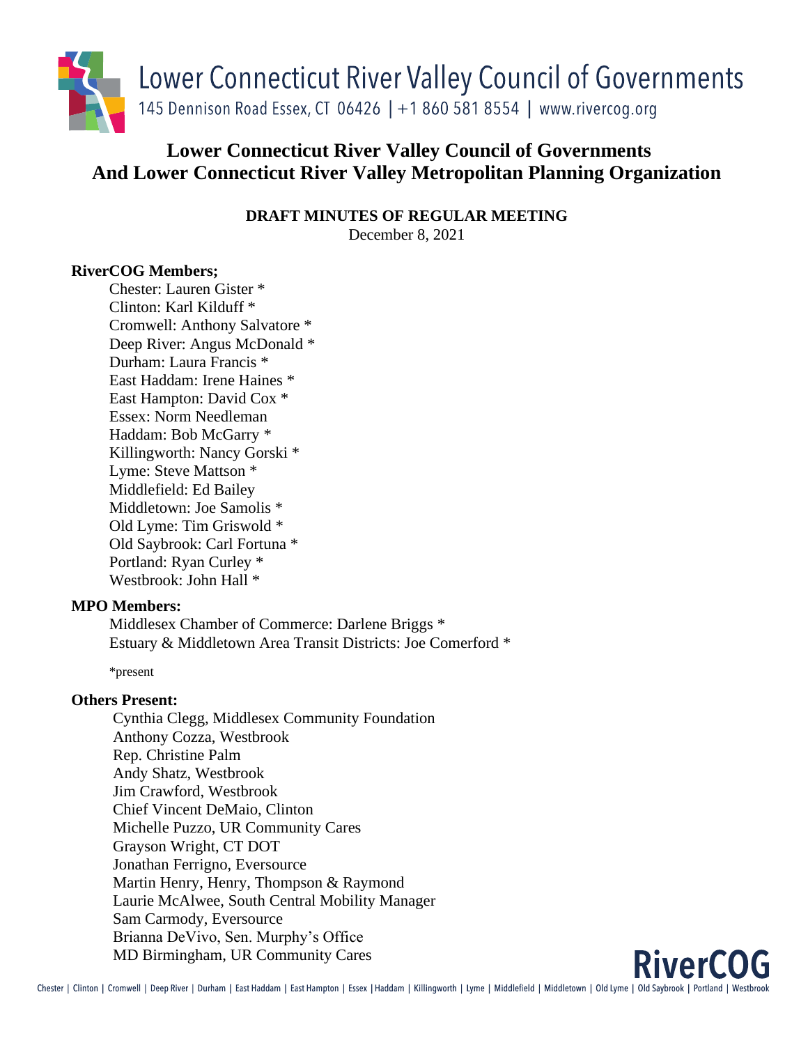Lower Connecticut River Valley Council of Governments
145 Dennison Road Essex, CT 06426 | +1 860 581 8554 | www.rivercog.org

# Lower Connecticut River Valley Council of Governments And Lower Connecticut River Valley Metropolitan Planning Organization

**DRAFT MINUTES OF REGULAR MEETING**

December 8, 2021

**RiverCOG Members;**

Chester: Lauren Gister *
Clinton: Karl Kilduff *
Cromwell: Anthony Salvatore *
Deep River: Angus McDonald *
Durham: Laura Francis *
East Haddam: Irene Haines *
East Hampton: David Cox *
Essex: Norm Needleman
Haddam: Bob McGarry *
Killingworth: Nancy Gorski *
Lyme: Steve Mattson *
Middlefield: Ed Bailey
Middletown: Joe Samolis *
Old Lyme: Tim Griswold *
Old Saybrook: Carl Fortuna *
Portland: Ryan Curley *
Westbrook: John Hall *

**MPO Members:**

Middlesex Chamber of Commerce: Darlene Briggs *
Estuary & Middletown Area Transit Districts: Joe Comerford *

*present

**Others Present:**

Cynthia Clegg, Middlesex Community Foundation
Anthony Cozza, Westbrook
Rep. Christine Palm
Andy Shatz, Westbrook
Jim Crawford, Westbrook
Chief Vincent DeMaio, Clinton
Michelle Puzzo, UR Community Cares
Grayson Wright, CT DOT
Jonathan Ferrigno, Eversource
Martin Henry, Henry, Thompson & Raymond
Laurie McAlwee, South Central Mobility Manager
Sam Carmody, Eversource
Brianna DeVivo, Sen. Murphy's Office
MD Birmingham, UR Community Cares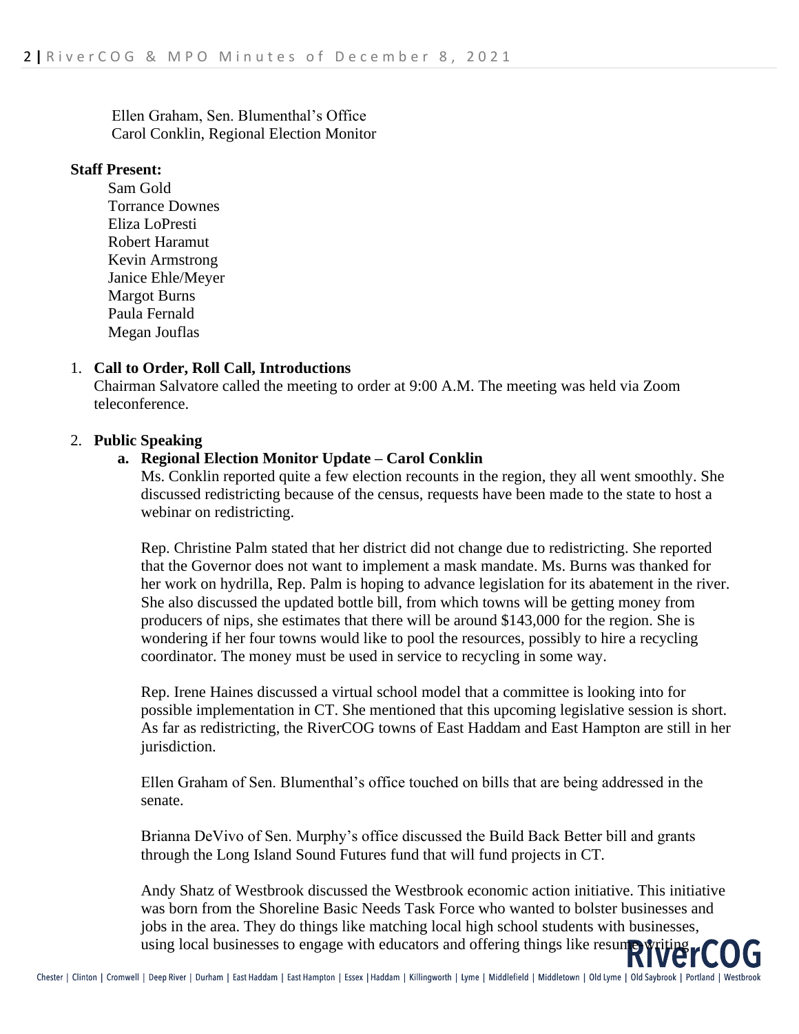Ellen Graham, Sen. Blumenthal's Office
Carol Conklin, Regional Election Monitor

**Staff Present:**

Sam Gold
Torrance Downes
Eliza LoPresti
Robert Haramut
Kevin Armstrong
Janice Ehle/Meyer
Margot Burns
Paula Fernald
Megan Jouflas

1. **Call to Order, Roll Call, Introductions**
   Chairman Salvatore called the meeting to order at 9:00 A.M. The meeting was held via Zoom teleconference.

2. **Public Speaking**
   - **a. Regional Election Monitor Update – Carol Conklin**
     Ms. Conklin reported quite a few election recounts in the region, they all went smoothly. She discussed redistricting because of the census, requests have been made to the state to host a webinar on redistricting.

     Rep. Christine Palm stated that her district did not change due to redistricting. She reported that the Governor does not want to implement a mask mandate. Ms. Burns was thanked for her work on hydrilla, Rep. Palm is hoping to advance legislation for its abatement in the river. She also discussed the updated bottle bill, from which towns will be getting money from producers of nips, she estimates that there will be around $143,000 for the region. She is wondering if her four towns would like to pool the resources, possibly to hire a recycling coordinator. The money must be used in service to recycling in some way.

     Rep. Irene Haines discussed a virtual school model that a committee is looking into for possible implementation in CT. She mentioned that this upcoming legislative session is short. As far as redistricting, the RiverCOG towns of East Haddam and East Hampton are still in her jurisdiction.

     Ellen Graham of Sen. Blumenthal's office touched on bills that are being addressed in the senate.

     Brianna DeVivo of Sen. Murphy's office discussed the Build Back Better bill and grants through the Long Island Sound Futures fund that will fund projects in CT.

     Andy Shatz of Westbrook discussed the Westbrook economic action initiative. This initiative was born from the Shoreline Basic Needs Task Force who wanted to bolster businesses and jobs in the area. They do things like matching local high school students with businesses, using local businesses to engage with educators and offering things like resume writing.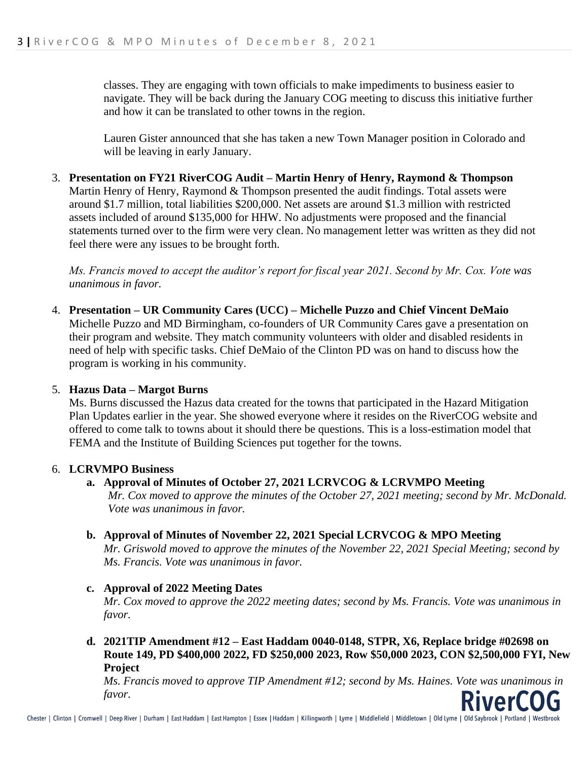classes. They are engaging with town officials to make impediments to business easier to navigate. They will be back during the January COG meeting to discuss this initiative further and how it can be translated to other towns in the region.

Lauren Gister announced that she has taken a new Town Manager position in Colorado and will be leaving in early January.

3. **Presentation on FY21 RiverCOG Audit – Martin Henry of Henry, Raymond & Thompson**
   Martin Henry of Henry, Raymond & Thompson presented the audit findings. Total assets were around $1.7 million, total liabilities $200,000. Net assets are around $1.3 million with restricted assets included of around $135,000 for HHW. No adjustments were proposed and the financial statements turned over to the firm were very clean. No management letter was written as they did not feel there were any issues to be brought forth.

   *Ms. Francis moved to accept the auditor's report for fiscal year 2021. Second by Mr. Cox. Vote was unanimous in favor.*

4. **Presentation – UR Community Cares (UCC) – Michelle Puzzo and Chief Vincent DeMaio**
   Michelle Puzzo and MD Birmingham, co-founders of UR Community Cares gave a presentation on their program and website. They match community volunteers with older and disabled residents in need of help with specific tasks. Chief DeMaio of the Clinton PD was on hand to discuss how the program is working in his community.

5. **Hazus Data – Margot Burns**
   Ms. Burns discussed the Hazus data created for the towns that participated in the Hazard Mitigation Plan Updates earlier in the year. She showed everyone where it resides on the RiverCOG website and offered to come talk to towns about it should there be questions. This is a loss-estimation model that FEMA and the Institute of Building Sciences put together for the towns.

6. **LCRVMPO Business**
   a. **Approval of Minutes of October 27, 2021 LCRVCOG & LCRVMPO Meeting**
      *Mr. Cox moved to approve the minutes of the October 27, 2021 meeting; second by Mr. McDonald. Vote was unanimous in favor.*

   b. **Approval of Minutes of November 22, 2021 Special LCRVCOG & MPO Meeting**
      *Mr. Griswold moved to approve the minutes of the November 22, 2021 Special Meeting; second by Ms. Francis. Vote was unanimous in favor.*

   c. **Approval of 2022 Meeting Dates**
      *Mr. Cox moved to approve the 2022 meeting dates; second by Ms. Francis. Vote was unanimous in favor.*

   d. **2021TIP Amendment #12 – East Haddam 0040-0148, STPR, X6, Replace bridge #02698 on Route 149, PD $400,000 2022, FD $250,000 2023, Row $50,000 2023, CON $2,500,000 FYI, New Project**
      *Ms. Francis moved to approve TIP Amendment #12; second by Ms. Haines. Vote was unanimous in favor.*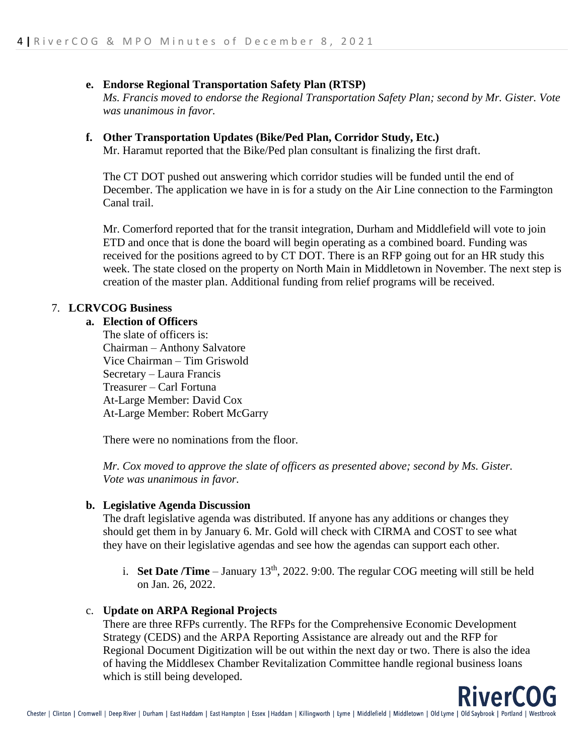**e. Endorse Regional Transportation Safety Plan (RTSP)**

*Ms. Francis moved to endorse the Regional Transportation Safety Plan; second by Mr. Gister. Vote was unanimous in favor.*

**f. Other Transportation Updates (Bike/Ped Plan, Corridor Study, Etc.)**

Mr. Haramut reported that the Bike/Ped plan consultant is finalizing the first draft.

The CT DOT pushed out answering which corridor studies will be funded until the end of December. The application we have in is for a study on the Air Line connection to the Farmington Canal trail.

Mr. Comerford reported that for the transit integration, Durham and Middlefield will vote to join ETD and once that is done the board will begin operating as a combined board. Funding was received for the positions agreed to by CT DOT. There is an RFP going out for an HR study this week. The state closed on the property on North Main in Middletown in November. The next step is creation of the master plan. Additional funding from relief programs will be received.

7. **LCRVCOG Business**

**a. Election of Officers**

The slate of officers is:
Chairman – Anthony Salvatore
Vice Chairman – Tim Griswold
Secretary – Laura Francis
Treasurer – Carl Fortuna
At-Large Member: David Cox
At-Large Member: Robert McGarry

There were no nominations from the floor.

*Mr. Cox moved to approve the slate of officers as presented above; second by Ms. Gister. Vote was unanimous in favor.*

**b. Legislative Agenda Discussion**

The draft legislative agenda was distributed. If anyone has any additions or changes they should get them in by January 6. Mr. Gold will check with CIRMA and COST to see what they have on their legislative agendas and see how the agendas can support each other.

i. **Set Date /Time** – January 13th, 2022. 9:00. The regular COG meeting will still be held on Jan. 26, 2022.

c. **Update on ARPA Regional Projects**

There are three RFPs currently. The RFPs for the Comprehensive Economic Development Strategy (CEDS) and the ARPA Reporting Assistance are already out and the RFP for Regional Document Digitization will be out within the next day or two. There is also the idea of having the Middlesex Chamber Revitalization Committee handle regional business loans which is still being developed.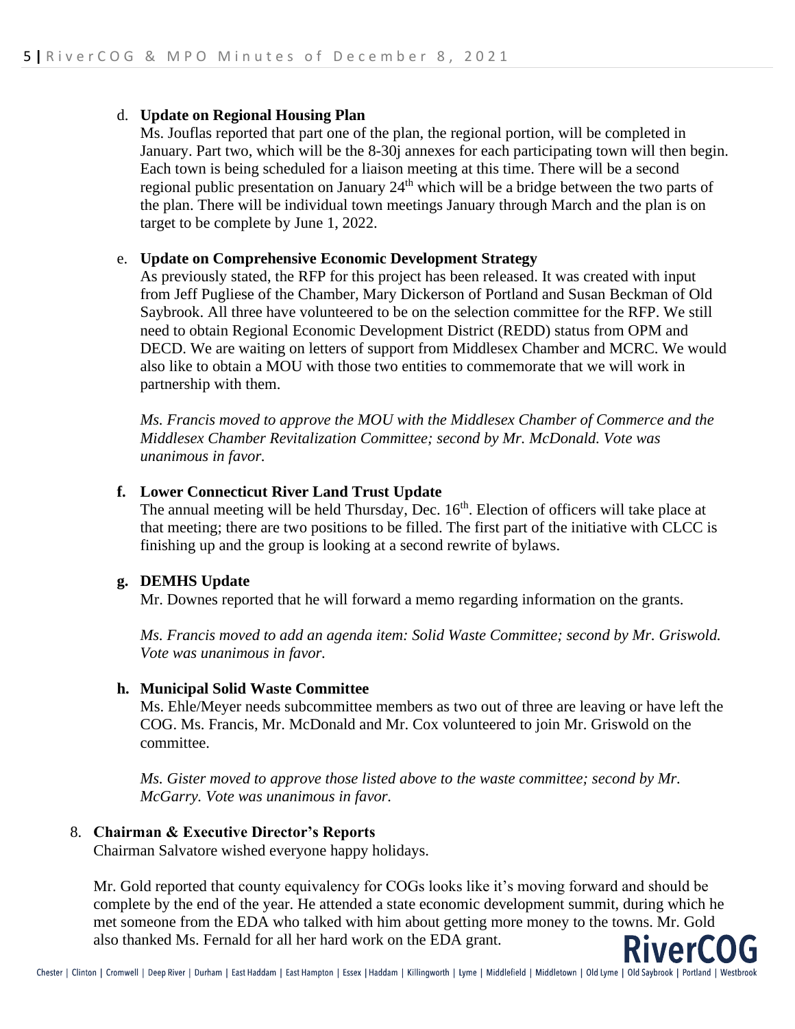d. **Update on Regional Housing Plan**

Ms. Jouflas reported that part one of the plan, the regional portion, will be completed in January. Part two, which will be the 8-30j annexes for each participating town will then begin. Each town is being scheduled for a liaison meeting at this time. There will be a second regional public presentation on January 24th which will be a bridge between the two parts of the plan. There will be individual town meetings January through March and the plan is on target to be complete by June 1, 2022.

e. **Update on Comprehensive Economic Development Strategy**

As previously stated, the RFP for this project has been released. It was created with input from Jeff Pugliese of the Chamber, Mary Dickerson of Portland and Susan Beckman of Old Saybrook. All three have volunteered to be on the selection committee for the RFP. We still need to obtain Regional Economic Development District (REDD) status from OPM and DECD. We are waiting on letters of support from Middlesex Chamber and MCRC. We would also like to obtain a MOU with those two entities to commemorate that we will work in partnership with them.

*Ms. Francis moved to approve the MOU with the Middlesex Chamber of Commerce and the Middlesex Chamber Revitalization Committee; second by Mr. McDonald. Vote was unanimous in favor.*

**f. Lower Connecticut River Land Trust Update**

The annual meeting will be held Thursday, Dec. 16th. Election of officers will take place at that meeting; there are two positions to be filled. The first part of the initiative with CLCC is finishing up and the group is looking at a second rewrite of bylaws.

**g. DEMHS Update**

Mr. Downes reported that he will forward a memo regarding information on the grants.

*Ms. Francis moved to add an agenda item: Solid Waste Committee; second by Mr. Griswold. Vote was unanimous in favor.*

**h. Municipal Solid Waste Committee**

Ms. Ehle/Meyer needs subcommittee members as two out of three are leaving or have left the COG. Ms. Francis, Mr. McDonald and Mr. Cox volunteered to join Mr. Griswold on the committee.

*Ms. Gister moved to approve those listed above to the waste committee; second by Mr. McGarry. Vote was unanimous in favor.*

8. **Chairman & Executive Director's Reports**

Chairman Salvatore wished everyone happy holidays.

Mr. Gold reported that county equivalency for COGs looks like it's moving forward and should be complete by the end of the year. He attended a state economic development summit, during which he met someone from the EDA who talked with him about getting more money to the towns. Mr. Gold also thanked Ms. Fernald for all her hard work on the EDA grant.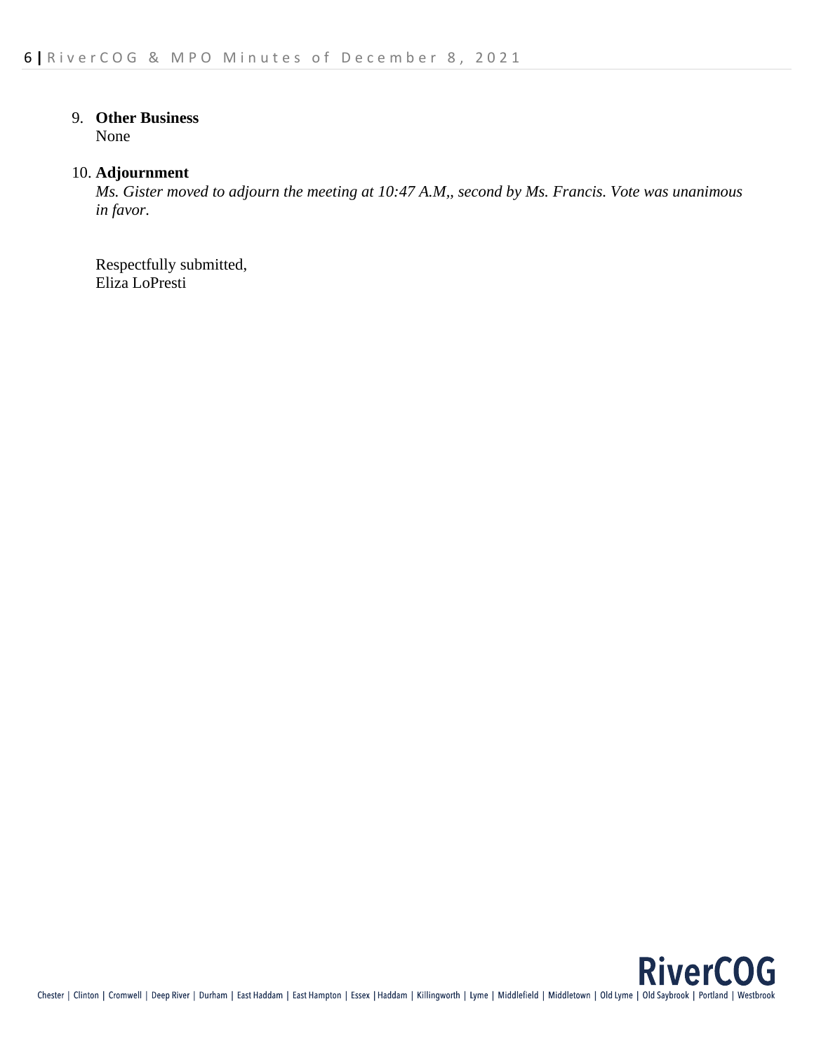9. **Other Business**
   None

10. **Adjournment**
    *Ms. Gister moved to adjourn the meeting at 10:47 A.M,, second by Ms. Francis. Vote was unanimous in favor.*

Respectfully submitted,
Eliza LoPresti